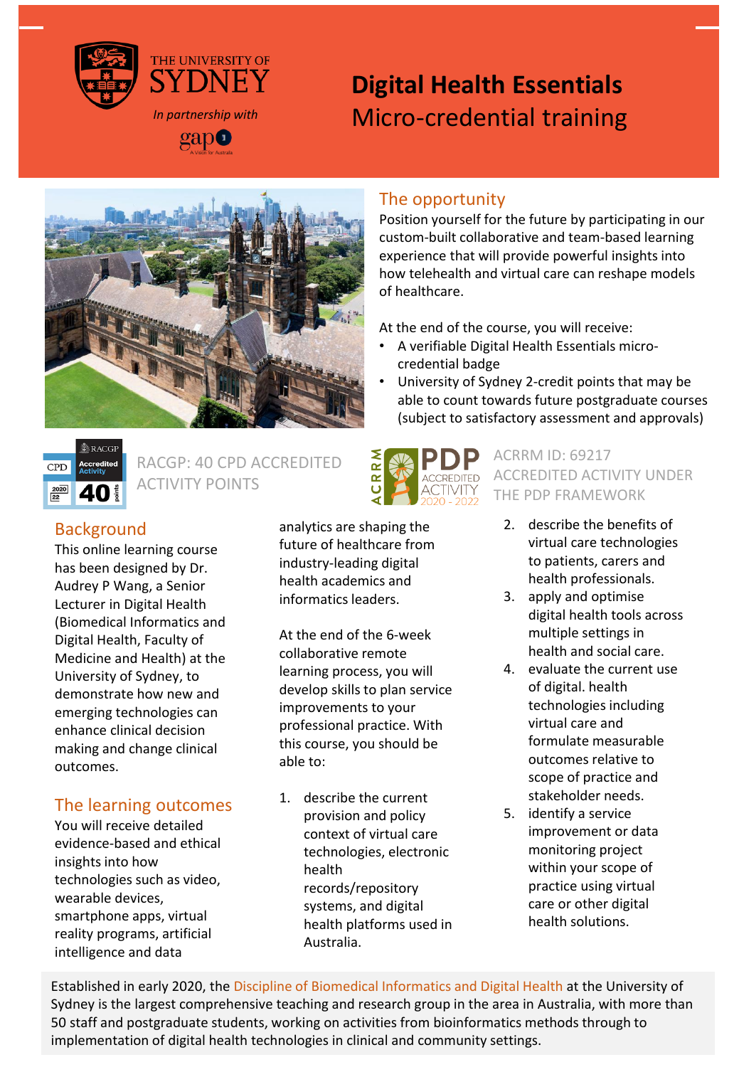THE UNIVERSITY OF SYDNEY

*In partnership with*

gap

# Digital Health Essentials
Micro-credential training

## The opportunity

Position yourself for the future by participating in our custom-built collaborative and team-based learning experience that will provide powerful insights into how telehealth and virtual care can reshape models of healthcare.

At the end of the course, you will receive:

- A verifiable Digital Health Essentials micro-credential badge
- University of Sydney 2-credit points that may be able to count towards future postgraduate courses (subject to satisfactory assessment and approvals)

RACGP: 40 CPD ACCREDITED ACTIVITY POINTS

ACRRM ID: 69217 ACCREDITED ACTIVITY UNDER THE PDP FRAMEWORK

## Background

This online learning course has been designed by Dr. Audrey P Wang, a Senior Lecturer in Digital Health (Biomedical Informatics and Digital Health, Faculty of Medicine and Health) at the University of Sydney, to demonstrate how new and emerging technologies can enhance clinical decision making and change clinical outcomes.

## The learning outcomes

You will receive detailed evidence-based and ethical insights into how technologies such as video, wearable devices, smartphone apps, virtual reality programs, artificial intelligence and data analytics are shaping the future of healthcare from industry-leading digital health academics and informatics leaders.

At the end of the 6-week collaborative remote learning process, you will develop skills to plan service improvements to your professional practice. With this course, you should be able to:

1. describe the current provision and policy context of virtual care technologies, electronic health records/repository systems, and digital health platforms used in Australia.
2. describe the benefits of virtual care technologies to patients, carers and health professionals.
3. apply and optimise digital health tools across multiple settings in health and social care.
4. evaluate the current use of digital. health technologies including virtual care and formulate measurable outcomes relative to scope of practice and stakeholder needs.
5. identify a service improvement or data monitoring project within your scope of practice using virtual care or other digital health solutions.

Established in early 2020, the Discipline of Biomedical Informatics and Digital Health at the University of Sydney is the largest comprehensive teaching and research group in the area in Australia, with more than 50 staff and postgraduate students, working on activities from bioinformatics methods through to implementation of digital health technologies in clinical and community settings.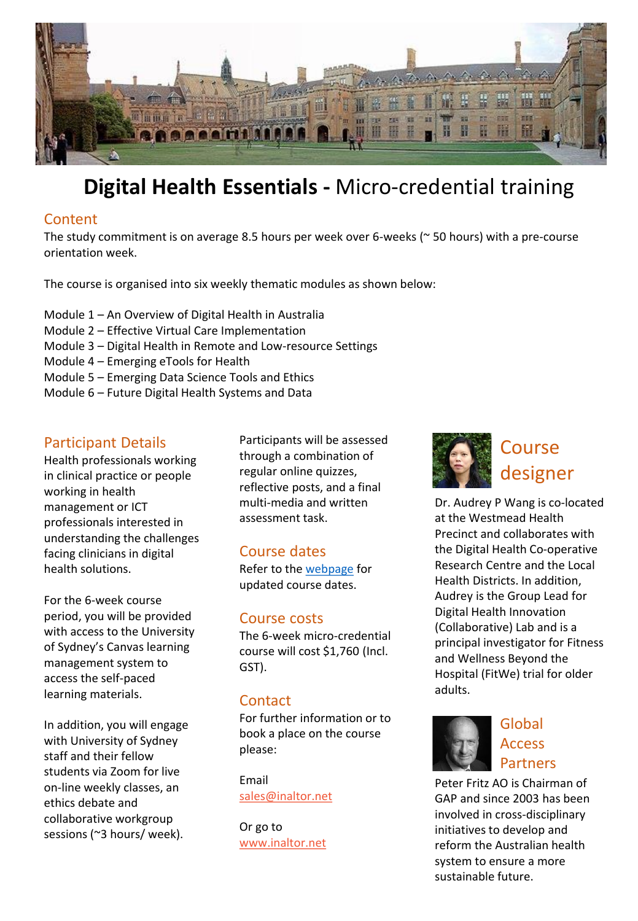# **Digital Health Essentials -** Micro-credential training

## Content

The study commitment is on average 8.5 hours per week over 6-weeks (~ 50 hours) with a pre-course orientation week.

The course is organised into six weekly thematic modules as shown below:

Module 1 – An Overview of Digital Health in Australia
Module 2 – Effective Virtual Care Implementation
Module 3 – Digital Health in Remote and Low-resource Settings
Module 4 – Emerging eTools for Health
Module 5 – Emerging Data Science Tools and Ethics
Module 6 – Future Digital Health Systems and Data

## Participant Details

Health professionals working in clinical practice or people working in health management or ICT professionals interested in understanding the challenges facing clinicians in digital health solutions.

For the 6-week course period, you will be provided with access to the University of Sydney's Canvas learning management system to access the self-paced learning materials.

In addition, you will engage with University of Sydney staff and their fellow students via Zoom for live on-line weekly classes, an ethics debate and collaborative workgroup sessions (~3 hours/ week).

Participants will be assessed through a combination of regular online quizzes, reflective posts, and a final multi-media and written assessment task.

## Course dates

Refer to the webpage for updated course dates.

## Course costs

The 6-week micro-credential course will cost $1,760 (Incl. GST).

## Contact

For further information or to book a place on the course please:

Email
sales@inaltor.net

Or go to
www.inaltor.net

## Course designer

Dr. Audrey P Wang is co-located at the Westmead Health Precinct and collaborates with the Digital Health Co-operative Research Centre and the Local Health Districts. In addition, Audrey is the Group Lead for Digital Health Innovation (Collaborative) Lab and is a principal investigator for Fitness and Wellness Beyond the Hospital (FitWe) trial for older adults.

## Global Access Partners

Peter Fritz AO is Chairman of GAP and since 2003 has been involved in cross-disciplinary initiatives to develop and reform the Australian health system to ensure a more sustainable future.